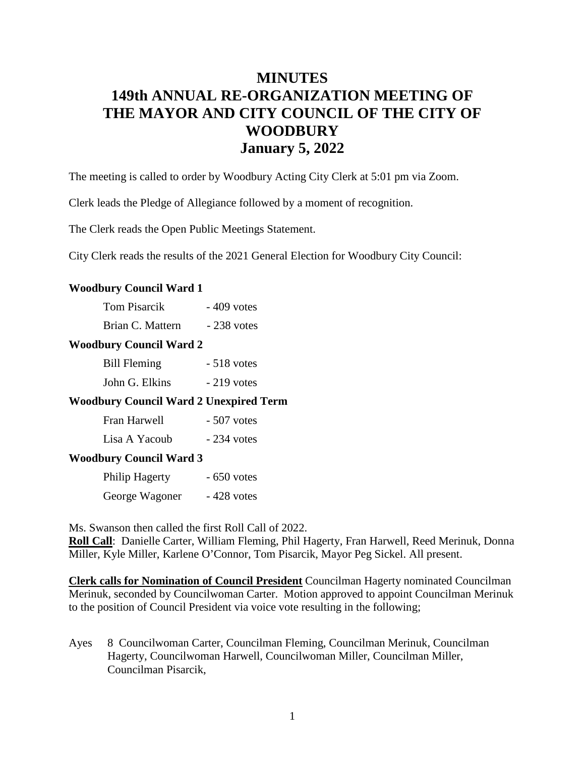# MINUTES
# 149th ANNUAL RE-ORGANIZATION MEETING OF THE MAYOR AND CITY COUNCIL OF THE CITY OF WOODBURY
# January 5, 2022

The meeting is called to order by Woodbury Acting City Clerk at 5:01 pm via Zoom.

Clerk leads the Pledge of Allegiance followed by a moment of recognition.

The Clerk reads the Open Public Meetings Statement.

City Clerk reads the results of the 2021 General Election for Woodbury City Council:

**Woodbury Council Ward 1**

| | |
|---|---|
| Tom Pisarcik | - 409 votes |
| Brian C. Mattern | - 238 votes |

**Woodbury Council Ward 2**

| | |
|---|---|
| Bill Fleming | - 518 votes |
| John G. Elkins | - 219 votes |

**Woodbury Council Ward 2 Unexpired Term**

| | |
|---|---|
| Fran Harwell | - 507 votes |
| Lisa A Yacoub | - 234 votes |

**Woodbury Council Ward 3**

| | |
|---|---|
| Philip Hagerty | - 650 votes |
| George Wagoner | - 428 votes |

Ms. Swanson then called the first Roll Call of 2022.

**Roll Call**: Danielle Carter, William Fleming, Phil Hagerty, Fran Harwell, Reed Merinuk, Donna Miller, Kyle Miller, Karlene O'Connor, Tom Pisarcik, Mayor Peg Sickel. All present.

**Clerk calls for Nomination of Council President** Councilman Hagerty nominated Councilman Merinuk, seconded by Councilwoman Carter. Motion approved to appoint Councilman Merinuk to the position of Council President via voice vote resulting in the following;

Ayes 8 Councilwoman Carter, Councilman Fleming, Councilman Merinuk, Councilman Hagerty, Councilwoman Harwell, Councilwoman Miller, Councilman Miller, Councilman Pisarcik,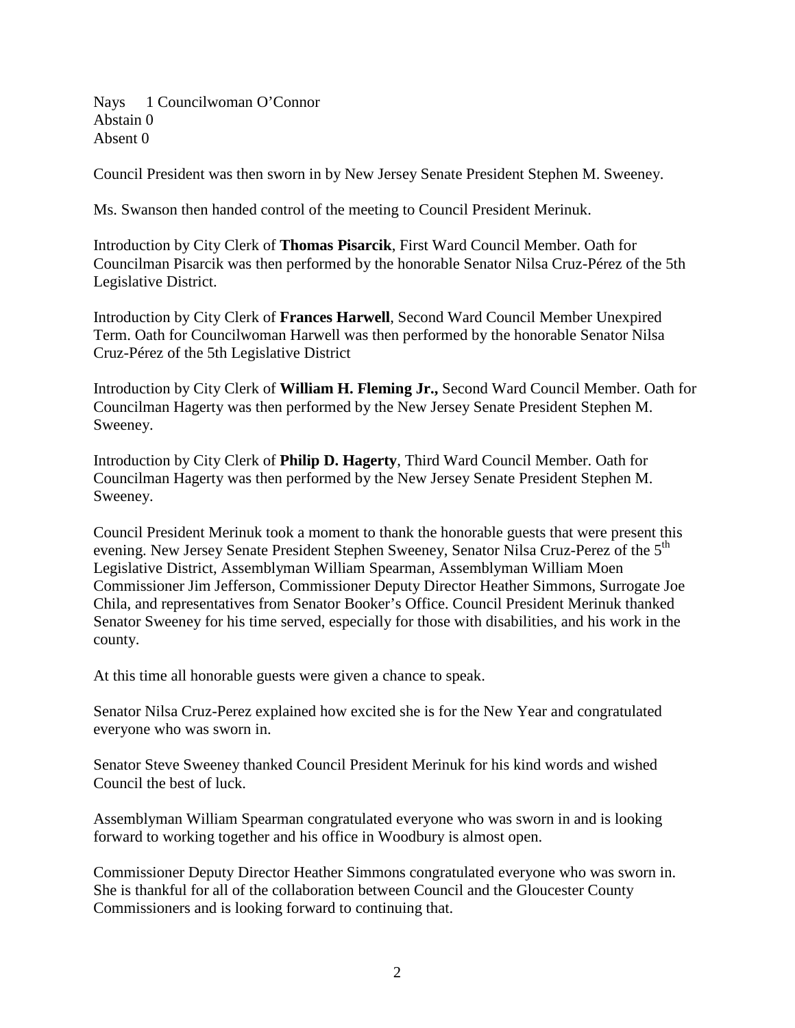Nays 1 Councilwoman O'Connor
Abstain 0
Absent 0

Council President was then sworn in by New Jersey Senate President Stephen M. Sweeney.

Ms. Swanson then handed control of the meeting to Council President Merinuk.

Introduction by City Clerk of **Thomas Pisarcik**, First Ward Council Member. Oath for Councilman Pisarcik was then performed by the honorable Senator Nilsa Cruz-Pérez of the 5th Legislative District.

Introduction by City Clerk of **Frances Harwell**, Second Ward Council Member Unexpired Term. Oath for Councilwoman Harwell was then performed by the honorable Senator Nilsa Cruz-Pérez of the 5th Legislative District

Introduction by City Clerk of **William H. Fleming Jr.,** Second Ward Council Member. Oath for Councilman Hagerty was then performed by the New Jersey Senate President Stephen M. Sweeney.

Introduction by City Clerk of **Philip D. Hagerty**, Third Ward Council Member. Oath for Councilman Hagerty was then performed by the New Jersey Senate President Stephen M. Sweeney.

Council President Merinuk took a moment to thank the honorable guests that were present this evening. New Jersey Senate President Stephen Sweeney, Senator Nilsa Cruz-Perez of the 5th Legislative District, Assemblyman William Spearman, Assemblyman William Moen Commissioner Jim Jefferson, Commissioner Deputy Director Heather Simmons, Surrogate Joe Chila, and representatives from Senator Booker's Office. Council President Merinuk thanked Senator Sweeney for his time served, especially for those with disabilities, and his work in the county.

At this time all honorable guests were given a chance to speak.

Senator Nilsa Cruz-Perez explained how excited she is for the New Year and congratulated everyone who was sworn in.

Senator Steve Sweeney thanked Council President Merinuk for his kind words and wished Council the best of luck.

Assemblyman William Spearman congratulated everyone who was sworn in and is looking forward to working together and his office in Woodbury is almost open.

Commissioner Deputy Director Heather Simmons congratulated everyone who was sworn in. She is thankful for all of the collaboration between Council and the Gloucester County Commissioners and is looking forward to continuing that.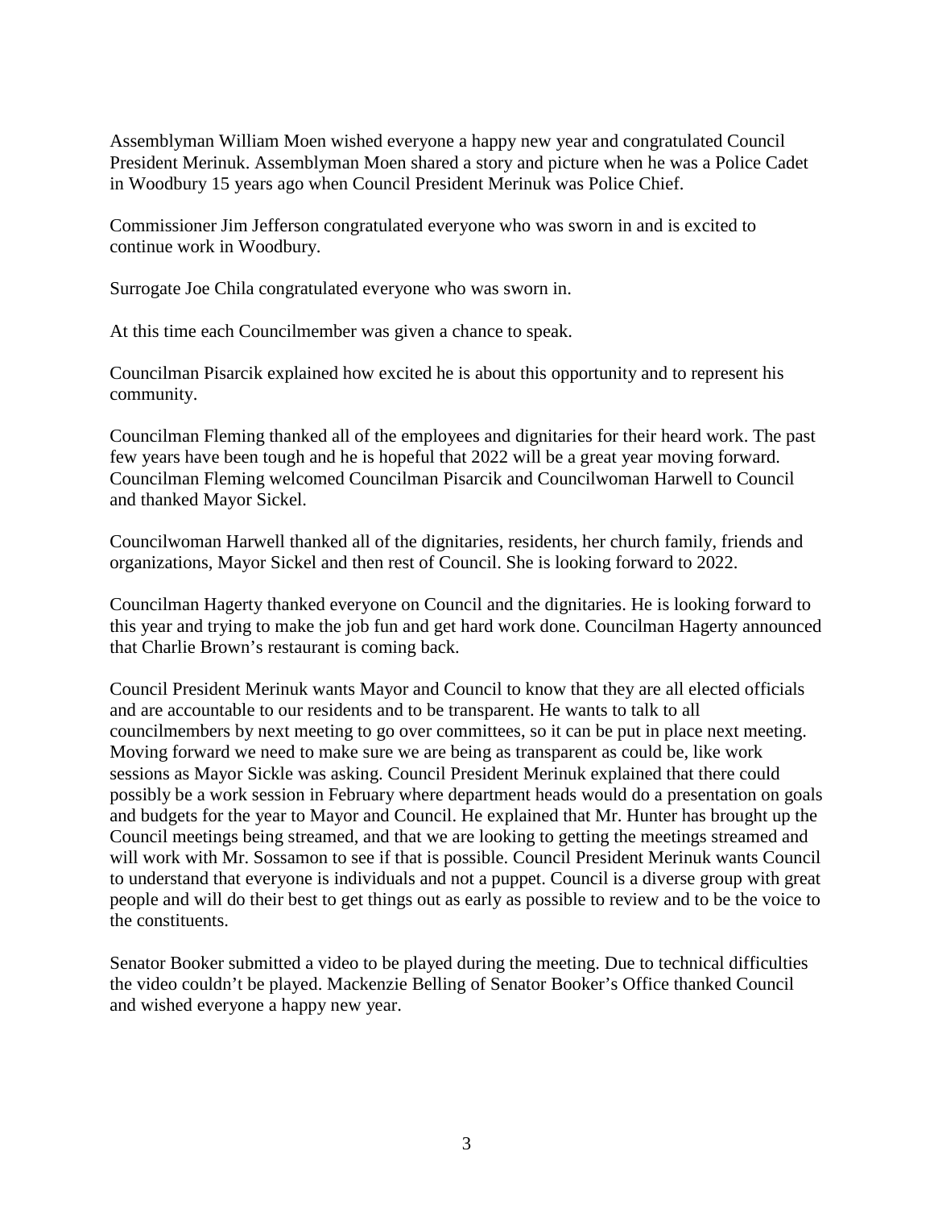Assemblyman William Moen wished everyone a happy new year and congratulated Council President Merinuk. Assemblyman Moen shared a story and picture when he was a Police Cadet in Woodbury 15 years ago when Council President Merinuk was Police Chief.

Commissioner Jim Jefferson congratulated everyone who was sworn in and is excited to continue work in Woodbury.

Surrogate Joe Chila congratulated everyone who was sworn in.

At this time each Councilmember was given a chance to speak.

Councilman Pisarcik explained how excited he is about this opportunity and to represent his community.

Councilman Fleming thanked all of the employees and dignitaries for their heard work. The past few years have been tough and he is hopeful that 2022 will be a great year moving forward. Councilman Fleming welcomed Councilman Pisarcik and Councilwoman Harwell to Council and thanked Mayor Sickel.

Councilwoman Harwell thanked all of the dignitaries, residents, her church family, friends and organizations, Mayor Sickel and then rest of Council. She is looking forward to 2022.

Councilman Hagerty thanked everyone on Council and the dignitaries. He is looking forward to this year and trying to make the job fun and get hard work done. Councilman Hagerty announced that Charlie Brown's restaurant is coming back.

Council President Merinuk wants Mayor and Council to know that they are all elected officials and are accountable to our residents and to be transparent. He wants to talk to all councilmembers by next meeting to go over committees, so it can be put in place next meeting. Moving forward we need to make sure we are being as transparent as could be, like work sessions as Mayor Sickle was asking. Council President Merinuk explained that there could possibly be a work session in February where department heads would do a presentation on goals and budgets for the year to Mayor and Council. He explained that Mr. Hunter has brought up the Council meetings being streamed, and that we are looking to getting the meetings streamed and will work with Mr. Sossamon to see if that is possible. Council President Merinuk wants Council to understand that everyone is individuals and not a puppet. Council is a diverse group with great people and will do their best to get things out as early as possible to review and to be the voice to the constituents.

Senator Booker submitted a video to be played during the meeting. Due to technical difficulties the video couldn't be played. Mackenzie Belling of Senator Booker's Office thanked Council and wished everyone a happy new year.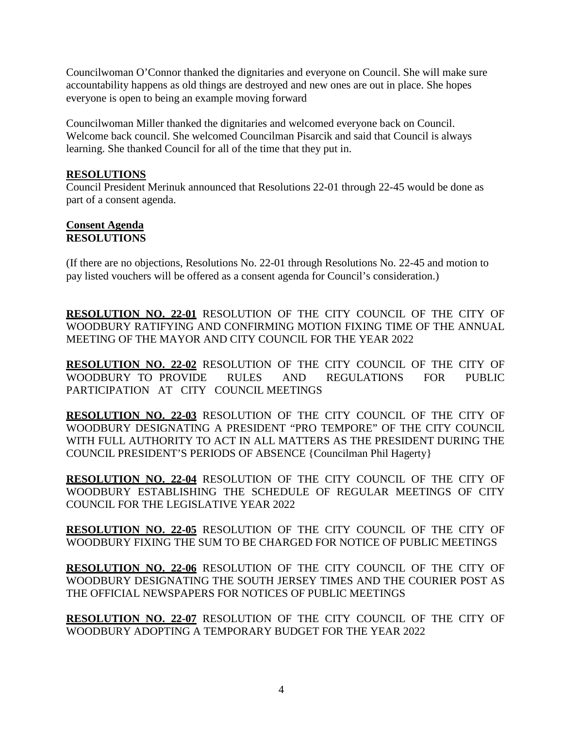Councilwoman O'Connor thanked the dignitaries and everyone on Council. She will make sure accountability happens as old things are destroyed and new ones are out in place. She hopes everyone is open to being an example moving forward

Councilwoman Miller thanked the dignitaries and welcomed everyone back on Council. Welcome back council. She welcomed Councilman Pisarcik and said that Council is always learning. She thanked Council for all of the time that they put in.

**RESOLUTIONS**

Council President Merinuk announced that Resolutions 22-01 through 22-45 would be done as part of a consent agenda.

**Consent Agenda**
**RESOLUTIONS**

(If there are no objections, Resolutions No. 22-01 through Resolutions No. 22-45 and motion to pay listed vouchers will be offered as a consent agenda for Council's consideration.)

**RESOLUTION NO. 22-01** RESOLUTION OF THE CITY COUNCIL OF THE CITY OF WOODBURY RATIFYING AND CONFIRMING MOTION FIXING TIME OF THE ANNUAL MEETING OF THE MAYOR AND CITY COUNCIL FOR THE YEAR 2022

**RESOLUTION NO. 22-02** RESOLUTION OF THE CITY COUNCIL OF THE CITY OF WOODBURY TO PROVIDE RULES AND REGULATIONS FOR PUBLIC PARTICIPATION AT CITY COUNCIL MEETINGS

**RESOLUTION NO. 22-03** RESOLUTION OF THE CITY COUNCIL OF THE CITY OF WOODBURY DESIGNATING A PRESIDENT "PRO TEMPORE" OF THE CITY COUNCIL WITH FULL AUTHORITY TO ACT IN ALL MATTERS AS THE PRESIDENT DURING THE COUNCIL PRESIDENT'S PERIODS OF ABSENCE {Councilman Phil Hagerty}

**RESOLUTION NO. 22-04** RESOLUTION OF THE CITY COUNCIL OF THE CITY OF WOODBURY ESTABLISHING THE SCHEDULE OF REGULAR MEETINGS OF CITY COUNCIL FOR THE LEGISLATIVE YEAR 2022

**RESOLUTION NO. 22-05** RESOLUTION OF THE CITY COUNCIL OF THE CITY OF WOODBURY FIXING THE SUM TO BE CHARGED FOR NOTICE OF PUBLIC MEETINGS

**RESOLUTION NO. 22-06** RESOLUTION OF THE CITY COUNCIL OF THE CITY OF WOODBURY DESIGNATING THE SOUTH JERSEY TIMES AND THE COURIER POST AS THE OFFICIAL NEWSPAPERS FOR NOTICES OF PUBLIC MEETINGS

**RESOLUTION NO. 22-07** RESOLUTION OF THE CITY COUNCIL OF THE CITY OF WOODBURY ADOPTING A TEMPORARY BUDGET FOR THE YEAR 2022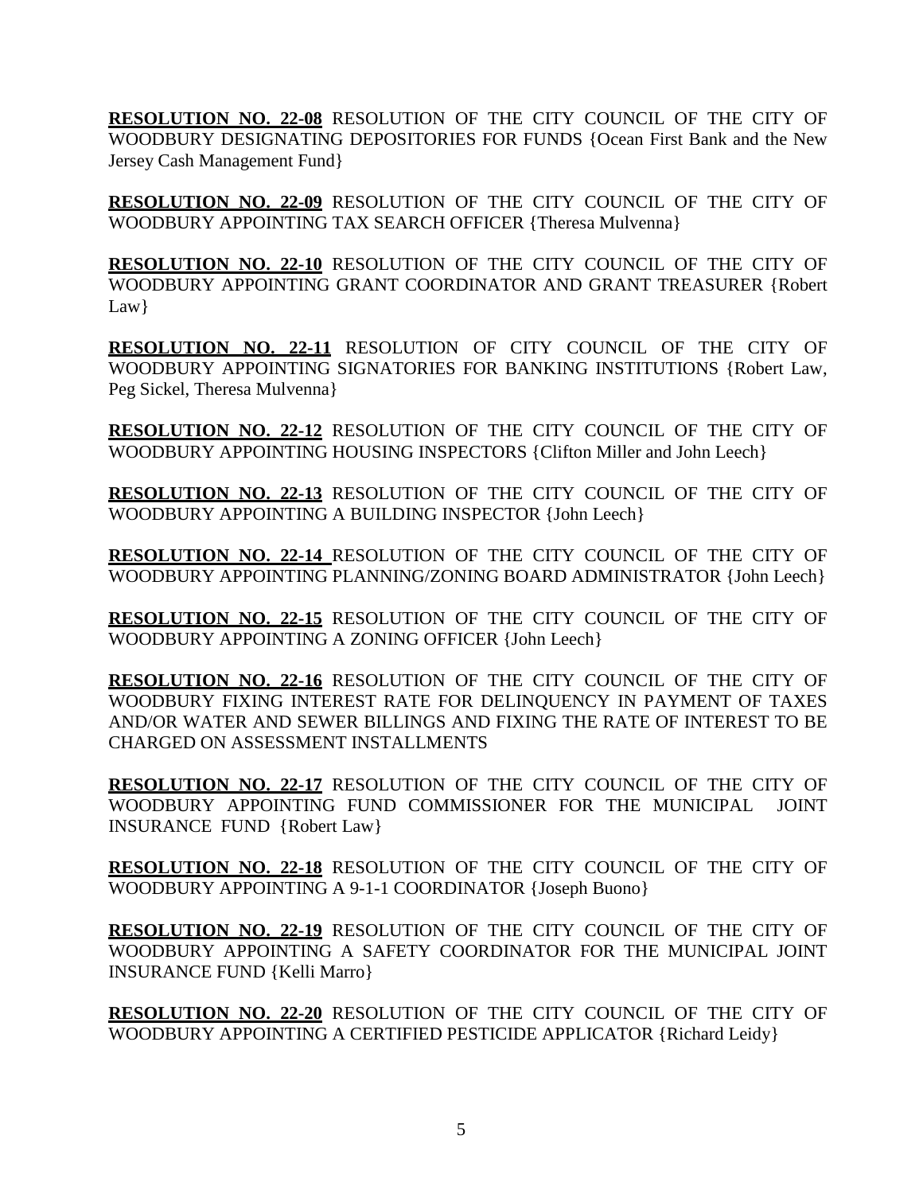**RESOLUTION NO. 22-08** RESOLUTION OF THE CITY COUNCIL OF THE CITY OF WOODBURY DESIGNATING DEPOSITORIES FOR FUNDS {Ocean First Bank and the New Jersey Cash Management Fund}

**RESOLUTION NO. 22-09** RESOLUTION OF THE CITY COUNCIL OF THE CITY OF WOODBURY APPOINTING TAX SEARCH OFFICER {Theresa Mulvenna}

**RESOLUTION NO. 22-10** RESOLUTION OF THE CITY COUNCIL OF THE CITY OF WOODBURY APPOINTING GRANT COORDINATOR AND GRANT TREASURER {Robert Law}

**RESOLUTION NO. 22-11** RESOLUTION OF CITY COUNCIL OF THE CITY OF WOODBURY APPOINTING SIGNATORIES FOR BANKING INSTITUTIONS {Robert Law, Peg Sickel, Theresa Mulvenna}

**RESOLUTION NO. 22-12** RESOLUTION OF THE CITY COUNCIL OF THE CITY OF WOODBURY APPOINTING HOUSING INSPECTORS {Clifton Miller and John Leech}

**RESOLUTION NO. 22-13** RESOLUTION OF THE CITY COUNCIL OF THE CITY OF WOODBURY APPOINTING A BUILDING INSPECTOR {John Leech}

**RESOLUTION NO. 22-14** RESOLUTION OF THE CITY COUNCIL OF THE CITY OF WOODBURY APPOINTING PLANNING/ZONING BOARD ADMINISTRATOR {John Leech}

**RESOLUTION NO. 22-15** RESOLUTION OF THE CITY COUNCIL OF THE CITY OF WOODBURY APPOINTING A ZONING OFFICER {John Leech}

**RESOLUTION NO. 22-16** RESOLUTION OF THE CITY COUNCIL OF THE CITY OF WOODBURY FIXING INTEREST RATE FOR DELINQUENCY IN PAYMENT OF TAXES AND/OR WATER AND SEWER BILLINGS AND FIXING THE RATE OF INTEREST TO BE CHARGED ON ASSESSMENT INSTALLMENTS

**RESOLUTION NO. 22-17** RESOLUTION OF THE CITY COUNCIL OF THE CITY OF WOODBURY APPOINTING FUND COMMISSIONER FOR THE MUNICIPAL JOINT INSURANCE FUND {Robert Law}

**RESOLUTION NO. 22-18** RESOLUTION OF THE CITY COUNCIL OF THE CITY OF WOODBURY APPOINTING A 9-1-1 COORDINATOR {Joseph Buono}

**RESOLUTION NO. 22-19** RESOLUTION OF THE CITY COUNCIL OF THE CITY OF WOODBURY APPOINTING A SAFETY COORDINATOR FOR THE MUNICIPAL JOINT INSURANCE FUND {Kelli Marro}

**RESOLUTION NO. 22-20** RESOLUTION OF THE CITY COUNCIL OF THE CITY OF WOODBURY APPOINTING A CERTIFIED PESTICIDE APPLICATOR {Richard Leidy}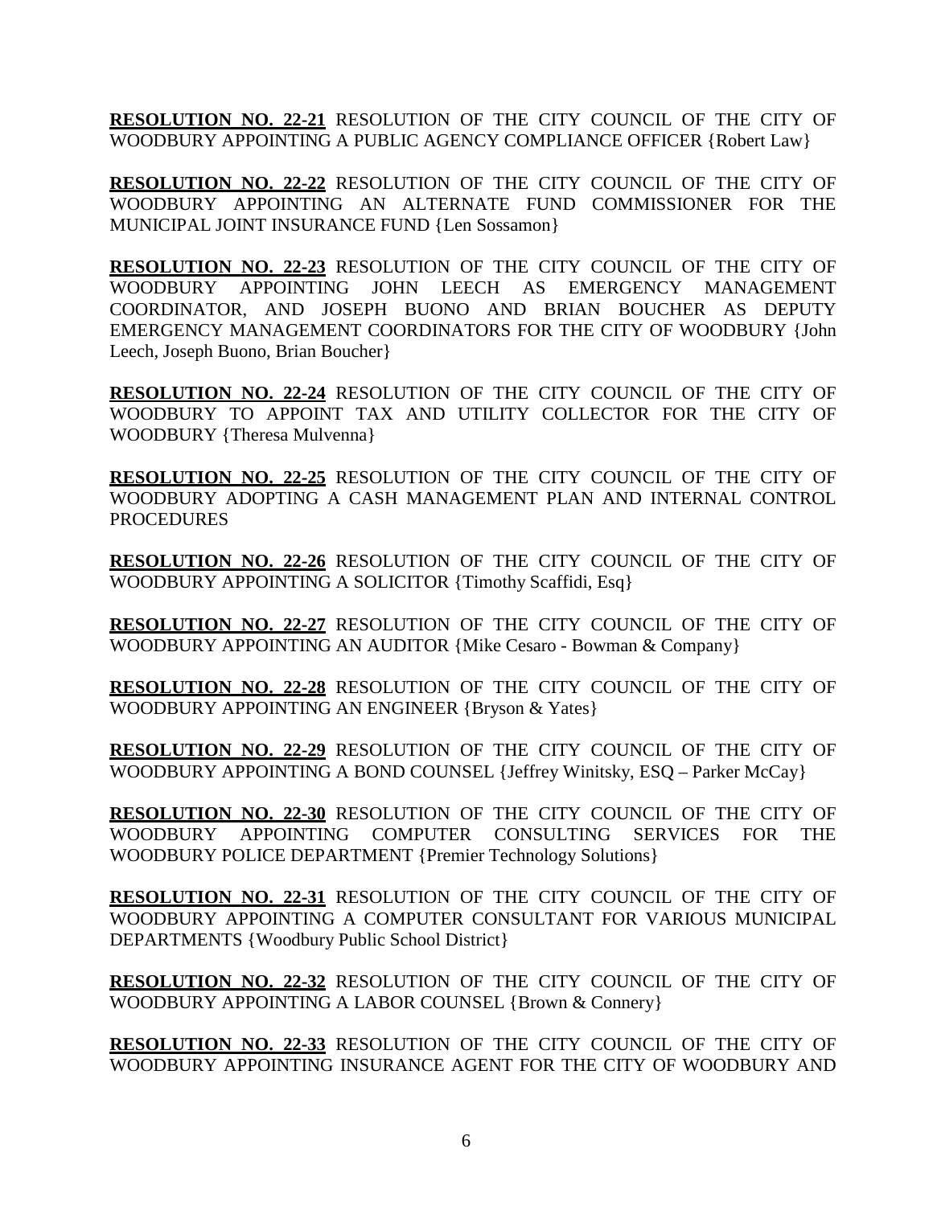**RESOLUTION NO. 22-21** RESOLUTION OF THE CITY COUNCIL OF THE CITY OF WOODBURY APPOINTING A PUBLIC AGENCY COMPLIANCE OFFICER {Robert Law}

**RESOLUTION NO. 22-22** RESOLUTION OF THE CITY COUNCIL OF THE CITY OF WOODBURY APPOINTING AN ALTERNATE FUND COMMISSIONER FOR THE MUNICIPAL JOINT INSURANCE FUND {Len Sossamon}

**RESOLUTION NO. 22-23** RESOLUTION OF THE CITY COUNCIL OF THE CITY OF WOODBURY APPOINTING JOHN LEECH AS EMERGENCY MANAGEMENT COORDINATOR, AND JOSEPH BUONO AND BRIAN BOUCHER AS DEPUTY EMERGENCY MANAGEMENT COORDINATORS FOR THE CITY OF WOODBURY {John Leech, Joseph Buono, Brian Boucher}

**RESOLUTION NO. 22-24** RESOLUTION OF THE CITY COUNCIL OF THE CITY OF WOODBURY TO APPOINT TAX AND UTILITY COLLECTOR FOR THE CITY OF WOODBURY {Theresa Mulvenna}

**RESOLUTION NO. 22-25** RESOLUTION OF THE CITY COUNCIL OF THE CITY OF WOODBURY ADOPTING A CASH MANAGEMENT PLAN AND INTERNAL CONTROL PROCEDURES

**RESOLUTION NO. 22-26** RESOLUTION OF THE CITY COUNCIL OF THE CITY OF WOODBURY APPOINTING A SOLICITOR {Timothy Scaffidi, Esq}

**RESOLUTION NO. 22-27** RESOLUTION OF THE CITY COUNCIL OF THE CITY OF WOODBURY APPOINTING AN AUDITOR {Mike Cesaro - Bowman & Company}

**RESOLUTION NO. 22-28** RESOLUTION OF THE CITY COUNCIL OF THE CITY OF WOODBURY APPOINTING AN ENGINEER {Bryson & Yates}

**RESOLUTION NO. 22-29** RESOLUTION OF THE CITY COUNCIL OF THE CITY OF WOODBURY APPOINTING A BOND COUNSEL {Jeffrey Winitsky, ESQ – Parker McCay}

**RESOLUTION NO. 22-30** RESOLUTION OF THE CITY COUNCIL OF THE CITY OF WOODBURY APPOINTING COMPUTER CONSULTING SERVICES FOR THE WOODBURY POLICE DEPARTMENT {Premier Technology Solutions}

**RESOLUTION NO. 22-31** RESOLUTION OF THE CITY COUNCIL OF THE CITY OF WOODBURY APPOINTING A COMPUTER CONSULTANT FOR VARIOUS MUNICIPAL DEPARTMENTS {Woodbury Public School District}

**RESOLUTION NO. 22-32** RESOLUTION OF THE CITY COUNCIL OF THE CITY OF WOODBURY APPOINTING A LABOR COUNSEL {Brown & Connery}

**RESOLUTION NO. 22-33** RESOLUTION OF THE CITY COUNCIL OF THE CITY OF WOODBURY APPOINTING INSURANCE AGENT FOR THE CITY OF WOODBURY AND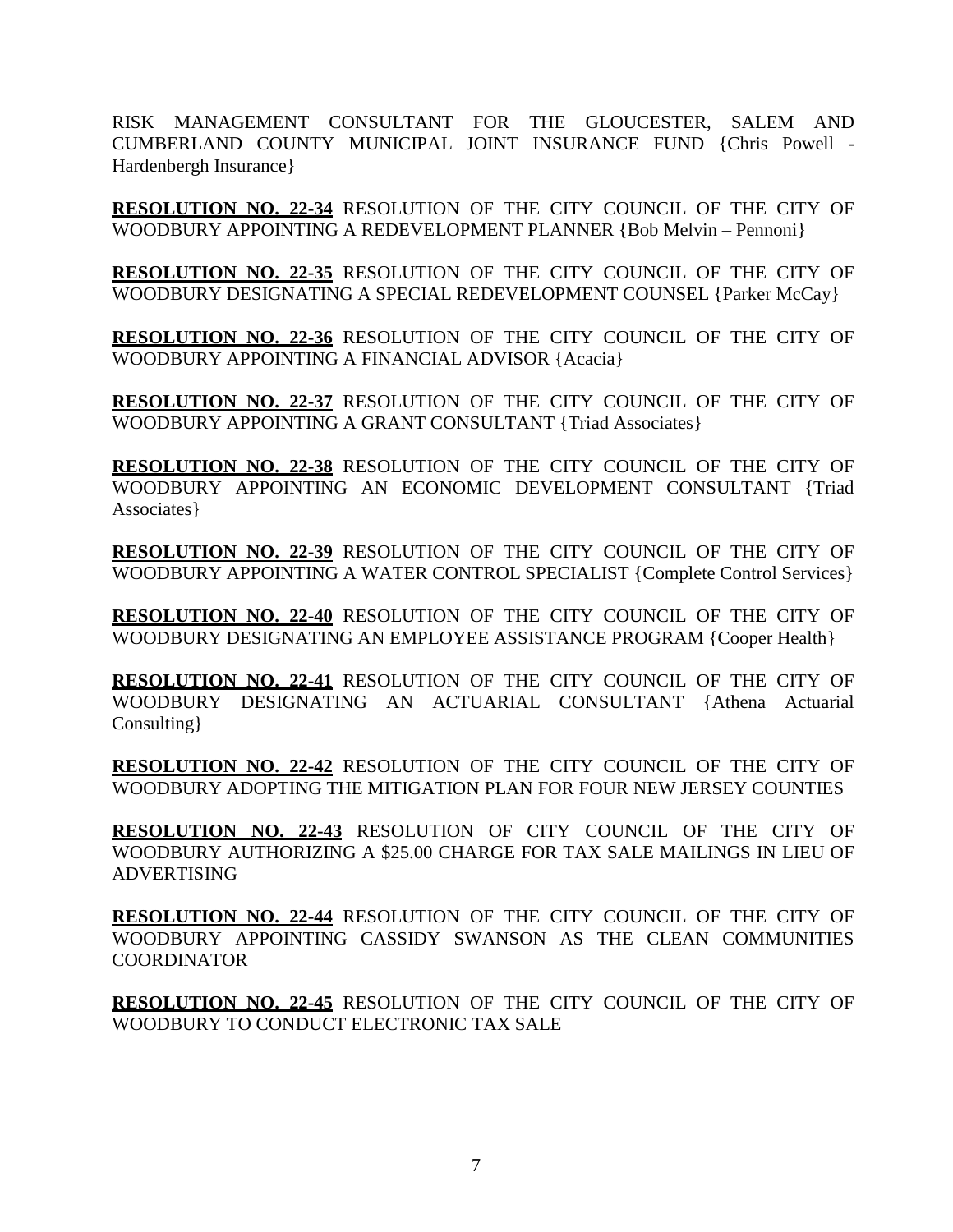RISK MANAGEMENT CONSULTANT FOR THE GLOUCESTER, SALEM AND CUMBERLAND COUNTY MUNICIPAL JOINT INSURANCE FUND {Chris Powell - Hardenbergh Insurance}

**RESOLUTION NO. 22-34** RESOLUTION OF THE CITY COUNCIL OF THE CITY OF WOODBURY APPOINTING A REDEVELOPMENT PLANNER {Bob Melvin – Pennoni}

**RESOLUTION NO. 22-35** RESOLUTION OF THE CITY COUNCIL OF THE CITY OF WOODBURY DESIGNATING A SPECIAL REDEVELOPMENT COUNSEL {Parker McCay}

**RESOLUTION NO. 22-36** RESOLUTION OF THE CITY COUNCIL OF THE CITY OF WOODBURY APPOINTING A FINANCIAL ADVISOR {Acacia}

**RESOLUTION NO. 22-37** RESOLUTION OF THE CITY COUNCIL OF THE CITY OF WOODBURY APPOINTING A GRANT CONSULTANT {Triad Associates}

**RESOLUTION NO. 22-38** RESOLUTION OF THE CITY COUNCIL OF THE CITY OF WOODBURY APPOINTING AN ECONOMIC DEVELOPMENT CONSULTANT {Triad Associates}

**RESOLUTION NO. 22-39** RESOLUTION OF THE CITY COUNCIL OF THE CITY OF WOODBURY APPOINTING A WATER CONTROL SPECIALIST {Complete Control Services}

**RESOLUTION NO. 22-40** RESOLUTION OF THE CITY COUNCIL OF THE CITY OF WOODBURY DESIGNATING AN EMPLOYEE ASSISTANCE PROGRAM {Cooper Health}

**RESOLUTION NO. 22-41** RESOLUTION OF THE CITY COUNCIL OF THE CITY OF WOODBURY DESIGNATING AN ACTUARIAL CONSULTANT {Athena Actuarial Consulting}

**RESOLUTION NO. 22-42** RESOLUTION OF THE CITY COUNCIL OF THE CITY OF WOODBURY ADOPTING THE MITIGATION PLAN FOR FOUR NEW JERSEY COUNTIES

**RESOLUTION NO. 22-43** RESOLUTION OF CITY COUNCIL OF THE CITY OF WOODBURY AUTHORIZING A $25.00 CHARGE FOR TAX SALE MAILINGS IN LIEU OF ADVERTISING

**RESOLUTION NO. 22-44** RESOLUTION OF THE CITY COUNCIL OF THE CITY OF WOODBURY APPOINTING CASSIDY SWANSON AS THE CLEAN COMMUNITIES COORDINATOR

**RESOLUTION NO. 22-45** RESOLUTION OF THE CITY COUNCIL OF THE CITY OF WOODBURY TO CONDUCT ELECTRONIC TAX SALE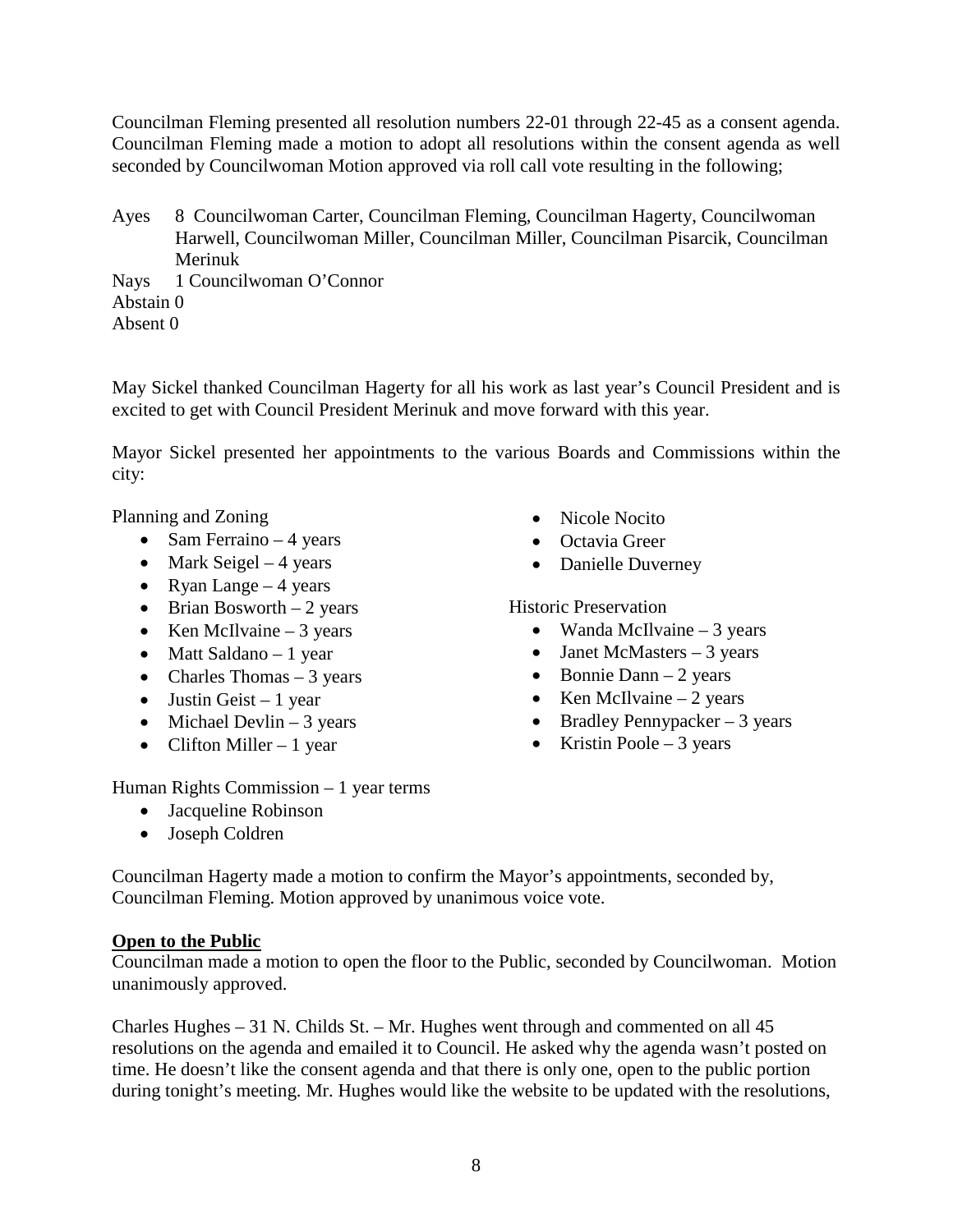Councilman Fleming presented all resolution numbers 22-01 through 22-45 as a consent agenda. Councilman Fleming made a motion to adopt all resolutions within the consent agenda as well seconded by Councilwoman Motion approved via roll call vote resulting in the following;

Ayes 8 Councilwoman Carter, Councilman Fleming, Councilman Hagerty, Councilwoman Harwell, Councilwoman Miller, Councilman Miller, Councilman Pisarcik, Councilman Merinuk
Nays 1 Councilwoman O'Connor
Abstain 0
Absent 0

May Sickel thanked Councilman Hagerty for all his work as last year's Council President and is excited to get with Council President Merinuk and move forward with this year.

Mayor Sickel presented her appointments to the various Boards and Commissions within the city:

Planning and Zoning

- Sam Ferraino – 4 years
- Mark Seigel – 4 years
- Ryan Lange – 4 years
- Brian Bosworth – 2 years
- Ken McIlvaine – 3 years
- Matt Saldano – 1 year
- Charles Thomas – 3 years
- Justin Geist – 1 year
- Michael Devlin – 3 years
- Clifton Miller – 1 year

Human Rights Commission – 1 year terms

- Jacqueline Robinson
- Joseph Coldren
- Nicole Nocito
- Octavia Greer
- Danielle Duverney

Historic Preservation

- Wanda McIlvaine – 3 years
- Janet McMasters – 3 years
- Bonnie Dann – 2 years
- Ken McIlvaine – 2 years
- Bradley Pennypacker – 3 years
- Kristin Poole – 3 years

Councilman Hagerty made a motion to confirm the Mayor's appointments, seconded by, Councilman Fleming. Motion approved by unanimous voice vote.

**Open to the Public**

Councilman made a motion to open the floor to the Public, seconded by Councilwoman. Motion unanimously approved.

Charles Hughes – 31 N. Childs St. – Mr. Hughes went through and commented on all 45 resolutions on the agenda and emailed it to Council. He asked why the agenda wasn't posted on time. He doesn't like the consent agenda and that there is only one, open to the public portion during tonight's meeting. Mr. Hughes would like the website to be updated with the resolutions,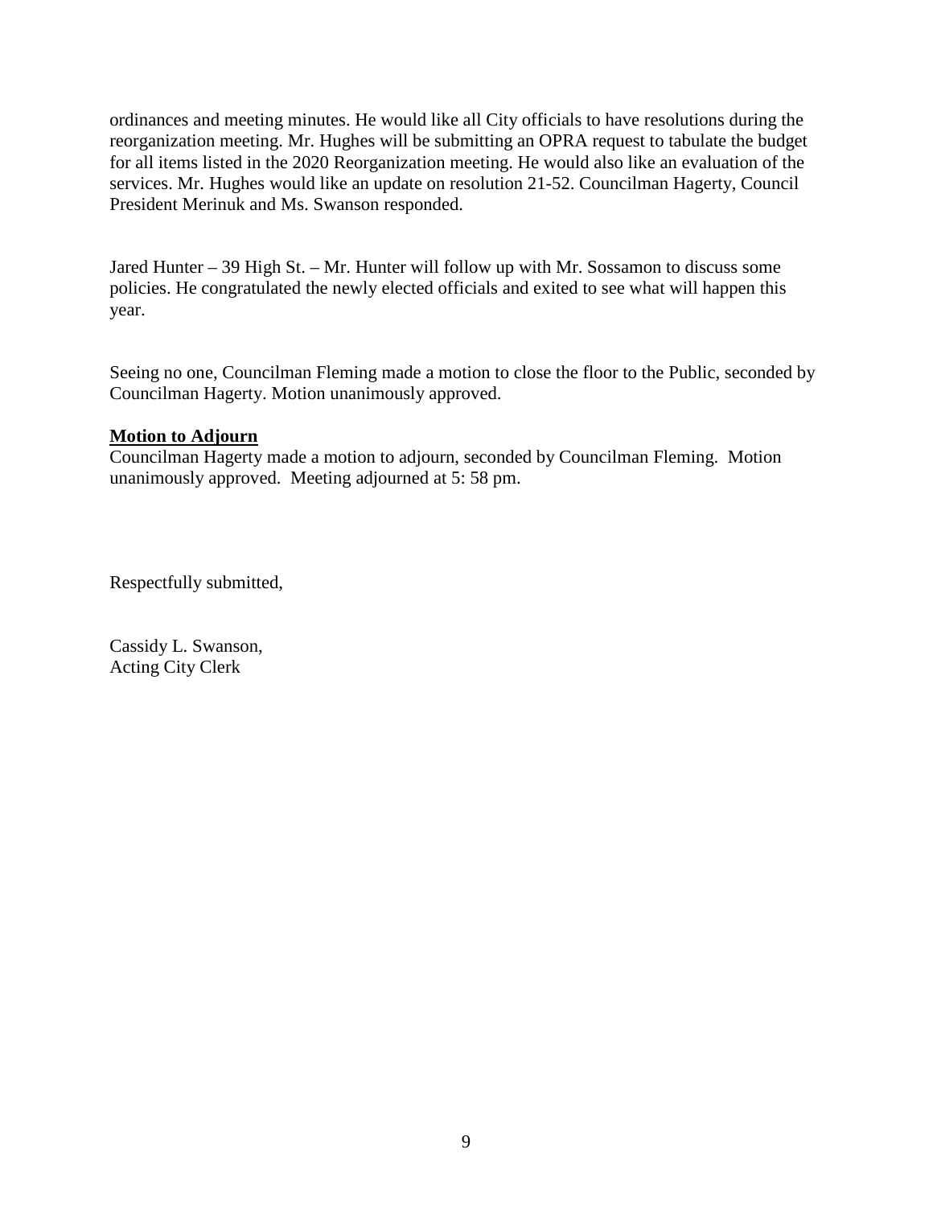ordinances and meeting minutes. He would like all City officials to have resolutions during the reorganization meeting. Mr. Hughes will be submitting an OPRA request to tabulate the budget for all items listed in the 2020 Reorganization meeting. He would also like an evaluation of the services. Mr. Hughes would like an update on resolution 21-52. Councilman Hagerty, Council President Merinuk and Ms. Swanson responded.

Jared Hunter – 39 High St. – Mr. Hunter will follow up with Mr. Sossamon to discuss some policies. He congratulated the newly elected officials and exited to see what will happen this year.

Seeing no one, Councilman Fleming made a motion to close the floor to the Public, seconded by Councilman Hagerty. Motion unanimously approved.

**Motion to Adjourn**

Councilman Hagerty made a motion to adjourn, seconded by Councilman Fleming. Motion unanimously approved. Meeting adjourned at 5: 58 pm.

Respectfully submitted,

Cassidy L. Swanson,
Acting City Clerk